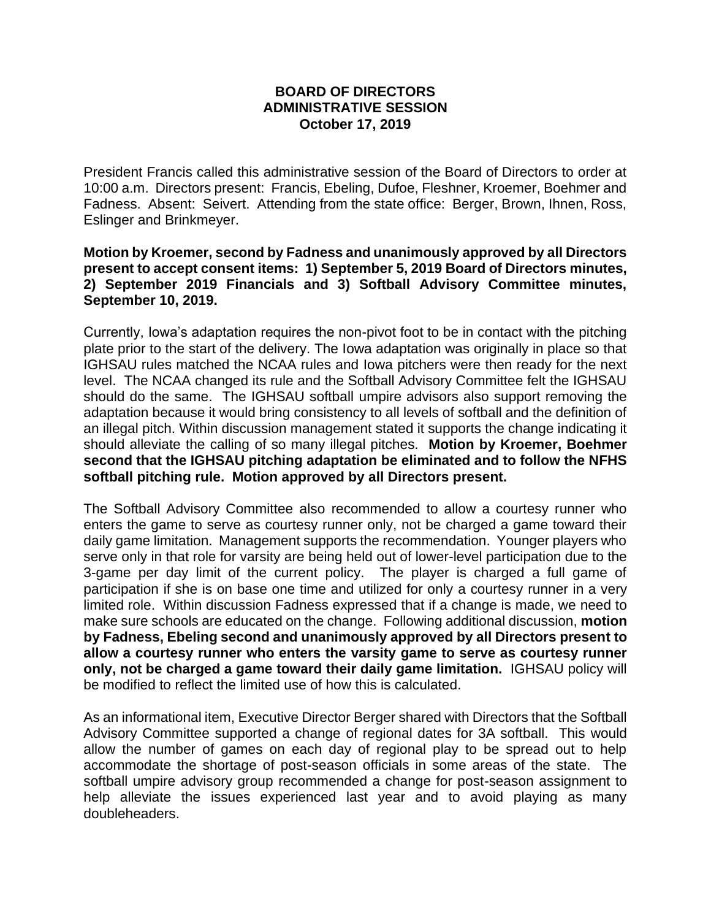# BOARD OF DIRECTORS
# ADMINISTRATIVE SESSION
## October 17, 2019

President Francis called this administrative session of the Board of Directors to order at 10:00 a.m. Directors present: Francis, Ebeling, Dufoe, Fleshner, Kroemer, Boehmer and Fadness. Absent: Seivert. Attending from the state office: Berger, Brown, Ihnen, Ross, Eslinger and Brinkmeyer.

**Motion by Kroemer, second by Fadness and unanimously approved by all Directors present to accept consent items: 1) September 5, 2019 Board of Directors minutes, 2) September 2019 Financials and 3) Softball Advisory Committee minutes, September 10, 2019.**

Currently, Iowa's adaptation requires the non-pivot foot to be in contact with the pitching plate prior to the start of the delivery. The Iowa adaptation was originally in place so that IGHSAU rules matched the NCAA rules and Iowa pitchers were then ready for the next level. The NCAA changed its rule and the Softball Advisory Committee felt the IGHSAU should do the same. The IGHSAU softball umpire advisors also support removing the adaptation because it would bring consistency to all levels of softball and the definition of an illegal pitch. Within discussion management stated it supports the change indicating it should alleviate the calling of so many illegal pitches. **Motion by Kroemer, Boehmer second that the IGHSAU pitching adaptation be eliminated and to follow the NFHS softball pitching rule. Motion approved by all Directors present.**

The Softball Advisory Committee also recommended to allow a courtesy runner who enters the game to serve as courtesy runner only, not be charged a game toward their daily game limitation. Management supports the recommendation. Younger players who serve only in that role for varsity are being held out of lower-level participation due to the 3-game per day limit of the current policy. The player is charged a full game of participation if she is on base one time and utilized for only a courtesy runner in a very limited role. Within discussion Fadness expressed that if a change is made, we need to make sure schools are educated on the change. Following additional discussion, **motion by Fadness, Ebeling second and unanimously approved by all Directors present to allow a courtesy runner who enters the varsity game to serve as courtesy runner only, not be charged a game toward their daily game limitation.** IGHSAU policy will be modified to reflect the limited use of how this is calculated.

As an informational item, Executive Director Berger shared with Directors that the Softball Advisory Committee supported a change of regional dates for 3A softball. This would allow the number of games on each day of regional play to be spread out to help accommodate the shortage of post-season officials in some areas of the state. The softball umpire advisory group recommended a change for post-season assignment to help alleviate the issues experienced last year and to avoid playing as many doubleheaders.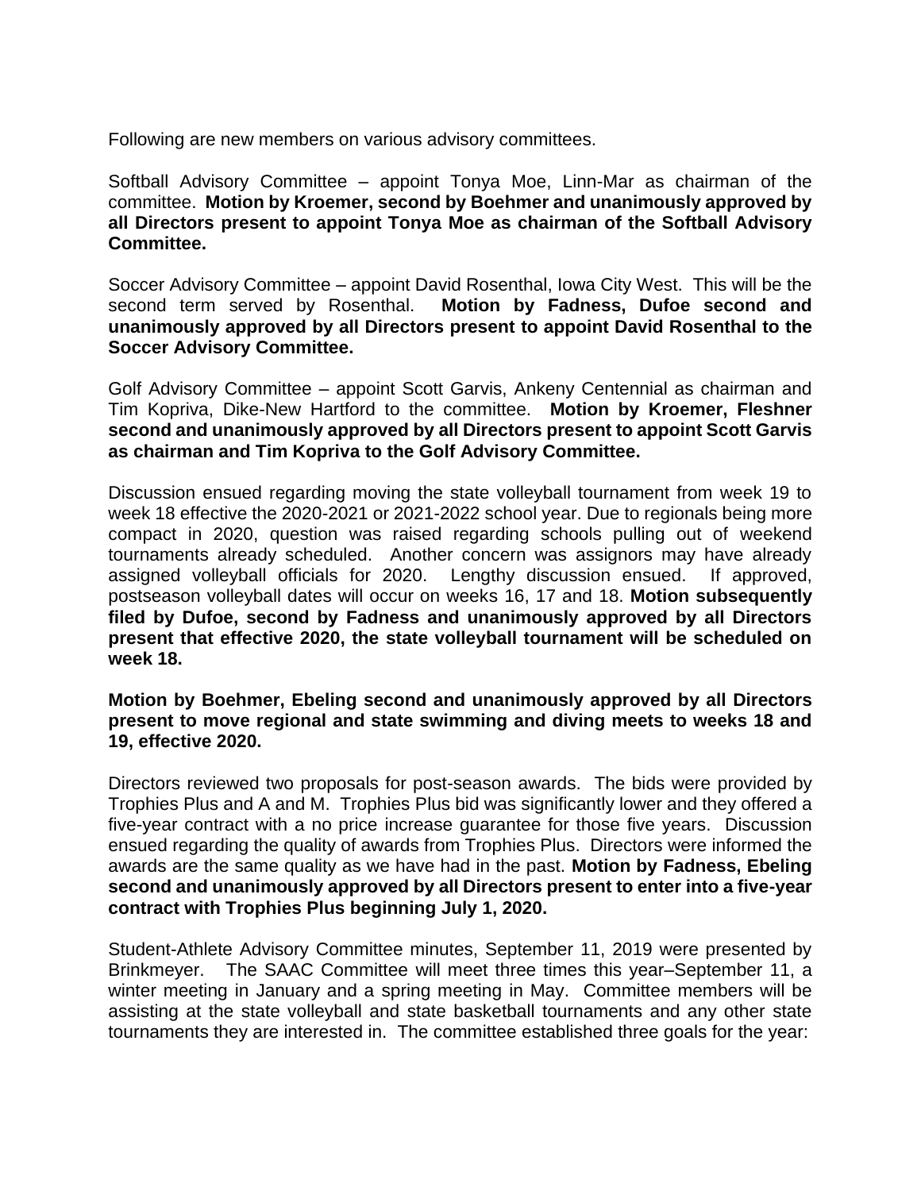Following are new members on various advisory committees.

Softball Advisory Committee – appoint Tonya Moe, Linn-Mar as chairman of the committee. **Motion by Kroemer, second by Boehmer and unanimously approved by all Directors present to appoint Tonya Moe as chairman of the Softball Advisory Committee.**

Soccer Advisory Committee – appoint David Rosenthal, Iowa City West. This will be the second term served by Rosenthal. **Motion by Fadness, Dufoe second and unanimously approved by all Directors present to appoint David Rosenthal to the Soccer Advisory Committee.**

Golf Advisory Committee – appoint Scott Garvis, Ankeny Centennial as chairman and Tim Kopriva, Dike-New Hartford to the committee. **Motion by Kroemer, Fleshner second and unanimously approved by all Directors present to appoint Scott Garvis as chairman and Tim Kopriva to the Golf Advisory Committee.**

Discussion ensued regarding moving the state volleyball tournament from week 19 to week 18 effective the 2020-2021 or 2021-2022 school year. Due to regionals being more compact in 2020, question was raised regarding schools pulling out of weekend tournaments already scheduled. Another concern was assignors may have already assigned volleyball officials for 2020. Lengthy discussion ensued. If approved, postseason volleyball dates will occur on weeks 16, 17 and 18. **Motion subsequently filed by Dufoe, second by Fadness and unanimously approved by all Directors present that effective 2020, the state volleyball tournament will be scheduled on week 18.**

**Motion by Boehmer, Ebeling second and unanimously approved by all Directors present to move regional and state swimming and diving meets to weeks 18 and 19, effective 2020.**

Directors reviewed two proposals for post-season awards. The bids were provided by Trophies Plus and A and M. Trophies Plus bid was significantly lower and they offered a five-year contract with a no price increase guarantee for those five years. Discussion ensued regarding the quality of awards from Trophies Plus. Directors were informed the awards are the same quality as we have had in the past. **Motion by Fadness, Ebeling second and unanimously approved by all Directors present to enter into a five-year contract with Trophies Plus beginning July 1, 2020.**

Student-Athlete Advisory Committee minutes, September 11, 2019 were presented by Brinkmeyer. The SAAC Committee will meet three times this year–September 11, a winter meeting in January and a spring meeting in May. Committee members will be assisting at the state volleyball and state basketball tournaments and any other state tournaments they are interested in. The committee established three goals for the year: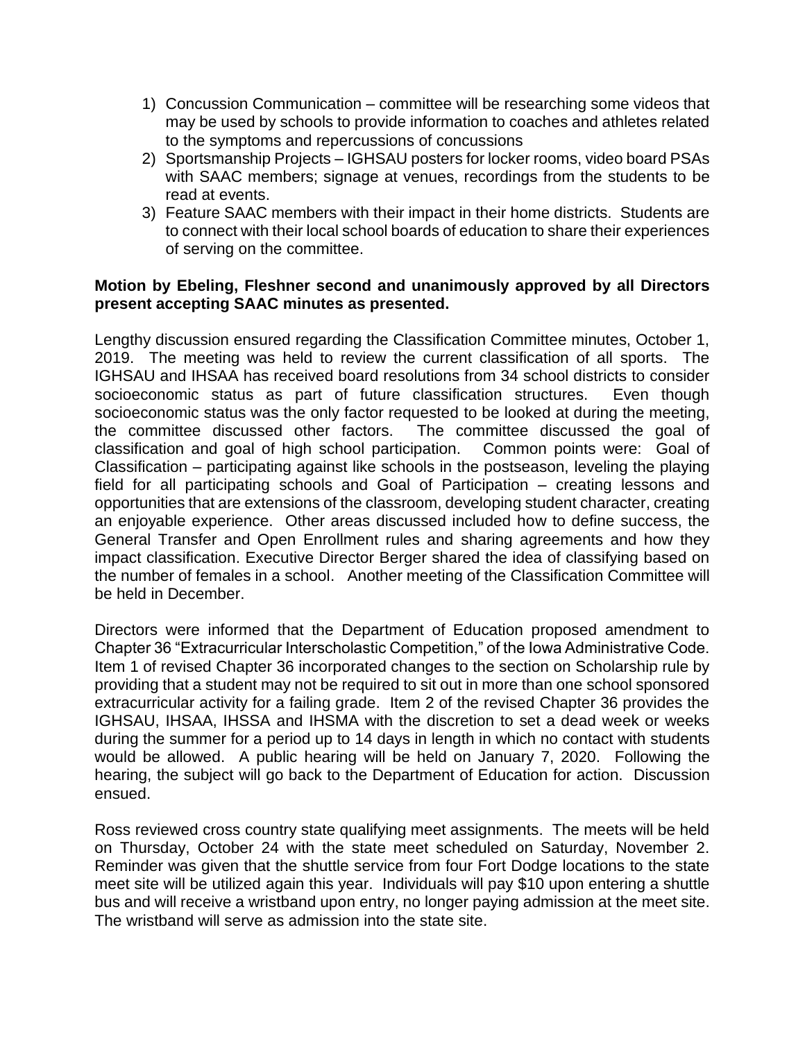1) Concussion Communication – committee will be researching some videos that may be used by schools to provide information to coaches and athletes related to the symptoms and repercussions of concussions
2) Sportsmanship Projects – IGHSAU posters for locker rooms, video board PSAs with SAAC members; signage at venues, recordings from the students to be read at events.
3) Feature SAAC members with their impact in their home districts. Students are to connect with their local school boards of education to share their experiences of serving on the committee.

**Motion by Ebeling, Fleshner second and unanimously approved by all Directors present accepting SAAC minutes as presented.**

Lengthy discussion ensured regarding the Classification Committee minutes, October 1, 2019. The meeting was held to review the current classification of all sports. The IGHSAU and IHSAA has received board resolutions from 34 school districts to consider socioeconomic status as part of future classification structures. Even though socioeconomic status was the only factor requested to be looked at during the meeting, the committee discussed other factors. The committee discussed the goal of classification and goal of high school participation. Common points were: Goal of Classification – participating against like schools in the postseason, leveling the playing field for all participating schools and Goal of Participation – creating lessons and opportunities that are extensions of the classroom, developing student character, creating an enjoyable experience. Other areas discussed included how to define success, the General Transfer and Open Enrollment rules and sharing agreements and how they impact classification. Executive Director Berger shared the idea of classifying based on the number of females in a school. Another meeting of the Classification Committee will be held in December.

Directors were informed that the Department of Education proposed amendment to Chapter 36 "Extracurricular Interscholastic Competition," of the Iowa Administrative Code. Item 1 of revised Chapter 36 incorporated changes to the section on Scholarship rule by providing that a student may not be required to sit out in more than one school sponsored extracurricular activity for a failing grade. Item 2 of the revised Chapter 36 provides the IGHSAU, IHSAA, IHSSA and IHSMA with the discretion to set a dead week or weeks during the summer for a period up to 14 days in length in which no contact with students would be allowed. A public hearing will be held on January 7, 2020. Following the hearing, the subject will go back to the Department of Education for action. Discussion ensued.

Ross reviewed cross country state qualifying meet assignments. The meets will be held on Thursday, October 24 with the state meet scheduled on Saturday, November 2. Reminder was given that the shuttle service from four Fort Dodge locations to the state meet site will be utilized again this year. Individuals will pay $10 upon entering a shuttle bus and will receive a wristband upon entry, no longer paying admission at the meet site. The wristband will serve as admission into the state site.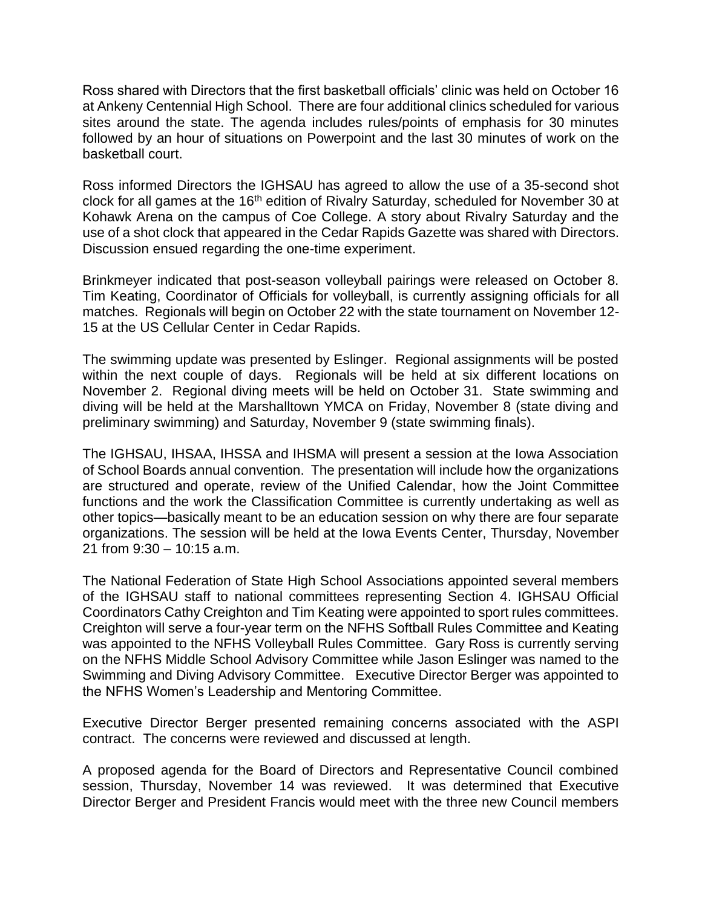Ross shared with Directors that the first basketball officials' clinic was held on October 16 at Ankeny Centennial High School. There are four additional clinics scheduled for various sites around the state. The agenda includes rules/points of emphasis for 30 minutes followed by an hour of situations on Powerpoint and the last 30 minutes of work on the basketball court.

Ross informed Directors the IGHSAU has agreed to allow the use of a 35-second shot clock for all games at the 16th edition of Rivalry Saturday, scheduled for November 30 at Kohawk Arena on the campus of Coe College. A story about Rivalry Saturday and the use of a shot clock that appeared in the Cedar Rapids Gazette was shared with Directors. Discussion ensued regarding the one-time experiment.

Brinkmeyer indicated that post-season volleyball pairings were released on October 8. Tim Keating, Coordinator of Officials for volleyball, is currently assigning officials for all matches. Regionals will begin on October 22 with the state tournament on November 12-15 at the US Cellular Center in Cedar Rapids.

The swimming update was presented by Eslinger. Regional assignments will be posted within the next couple of days. Regionals will be held at six different locations on November 2. Regional diving meets will be held on October 31. State swimming and diving will be held at the Marshalltown YMCA on Friday, November 8 (state diving and preliminary swimming) and Saturday, November 9 (state swimming finals).

The IGHSAU, IHSAA, IHSSA and IHSMA will present a session at the Iowa Association of School Boards annual convention. The presentation will include how the organizations are structured and operate, review of the Unified Calendar, how the Joint Committee functions and the work the Classification Committee is currently undertaking as well as other topics—basically meant to be an education session on why there are four separate organizations. The session will be held at the Iowa Events Center, Thursday, November 21 from 9:30 – 10:15 a.m.

The National Federation of State High School Associations appointed several members of the IGHSAU staff to national committees representing Section 4. IGHSAU Official Coordinators Cathy Creighton and Tim Keating were appointed to sport rules committees. Creighton will serve a four-year term on the NFHS Softball Rules Committee and Keating was appointed to the NFHS Volleyball Rules Committee. Gary Ross is currently serving on the NFHS Middle School Advisory Committee while Jason Eslinger was named to the Swimming and Diving Advisory Committee. Executive Director Berger was appointed to the NFHS Women's Leadership and Mentoring Committee.

Executive Director Berger presented remaining concerns associated with the ASPI contract. The concerns were reviewed and discussed at length.

A proposed agenda for the Board of Directors and Representative Council combined session, Thursday, November 14 was reviewed. It was determined that Executive Director Berger and President Francis would meet with the three new Council members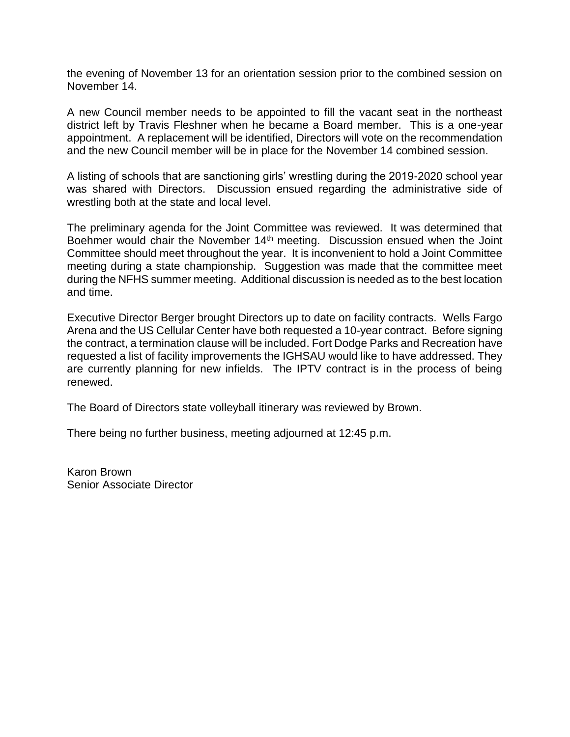the evening of November 13 for an orientation session prior to the combined session on November 14.

A new Council member needs to be appointed to fill the vacant seat in the northeast district left by Travis Fleshner when he became a Board member. This is a one-year appointment. A replacement will be identified, Directors will vote on the recommendation and the new Council member will be in place for the November 14 combined session.

A listing of schools that are sanctioning girls' wrestling during the 2019-2020 school year was shared with Directors. Discussion ensued regarding the administrative side of wrestling both at the state and local level.

The preliminary agenda for the Joint Committee was reviewed. It was determined that Boehmer would chair the November 14th meeting. Discussion ensued when the Joint Committee should meet throughout the year. It is inconvenient to hold a Joint Committee meeting during a state championship. Suggestion was made that the committee meet during the NFHS summer meeting. Additional discussion is needed as to the best location and time.

Executive Director Berger brought Directors up to date on facility contracts. Wells Fargo Arena and the US Cellular Center have both requested a 10-year contract. Before signing the contract, a termination clause will be included. Fort Dodge Parks and Recreation have requested a list of facility improvements the IGHSAU would like to have addressed. They are currently planning for new infields. The IPTV contract is in the process of being renewed.

The Board of Directors state volleyball itinerary was reviewed by Brown.

There being no further business, meeting adjourned at 12:45 p.m.

Karon Brown
Senior Associate Director